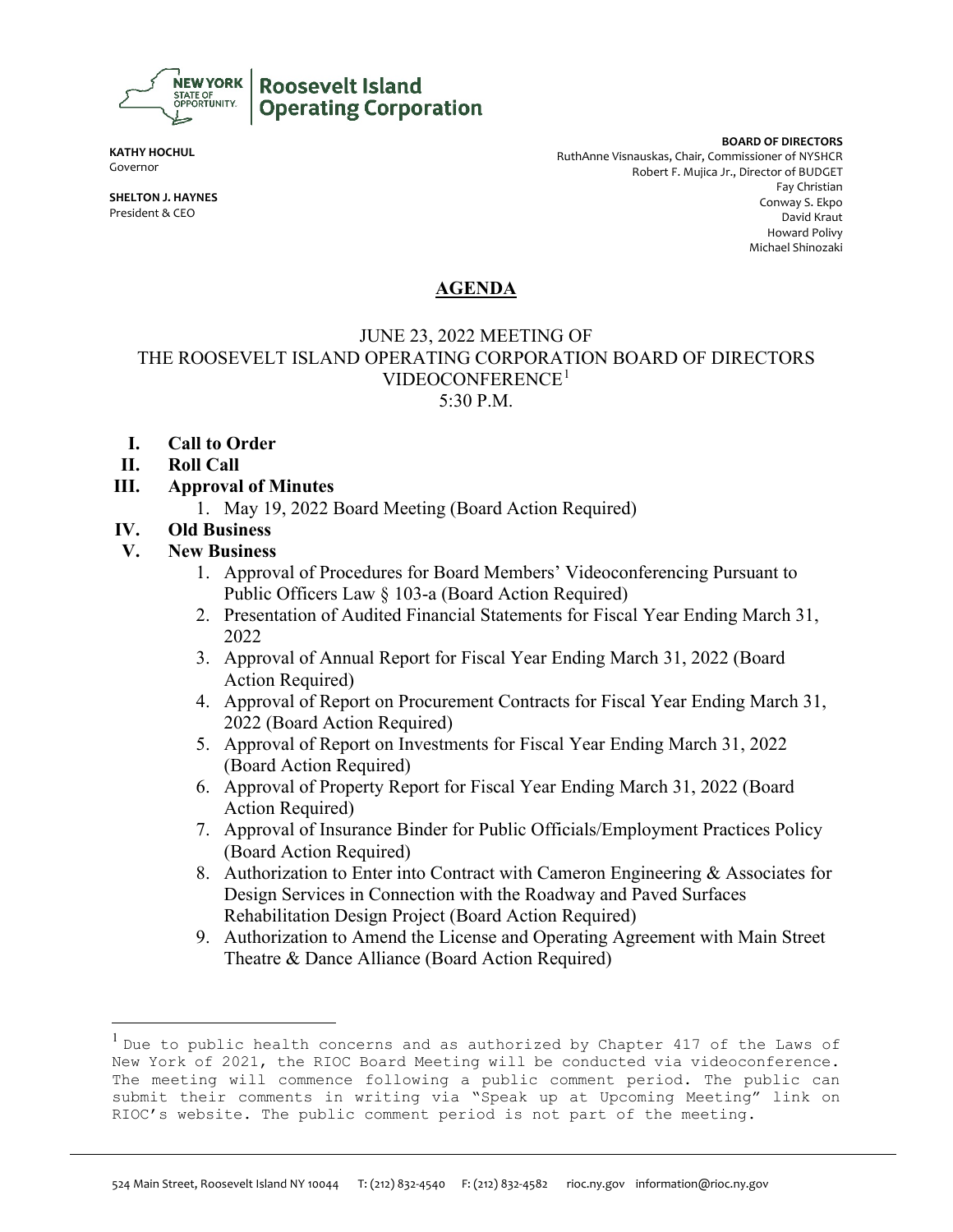NEW YORK STATE OF OPPORTUNITY. | Roosevelt Island Operating Corporation

**KATHY HOCHUL**
Governor

**SHELTON J. HAYNES**
President & CEO

**BOARD OF DIRECTORS**
RuthAnne Visnauskas, Chair, Commissioner of NYSHCR
Robert F. Mujica Jr., Director of BUDGET
Fay Christian
Conway S. Ekpo
David Kraut
Howard Polivy
Michael Shinozaki

# AGENDA

JUNE 23, 2022 MEETING OF
THE ROOSEVELT ISLAND OPERATING CORPORATION BOARD OF DIRECTORS
VIDEOCONFERENCE[1]
5:30 P.M.

- **I. Call to Order**
- **II. Roll Call**
- **III. Approval of Minutes**
    1. May 19, 2022 Board Meeting (Board Action Required)
- **IV. Old Business**
- **V. New Business**
    1. Approval of Procedures for Board Members' Videoconferencing Pursuant to Public Officers Law § 103-a (Board Action Required)
    2. Presentation of Audited Financial Statements for Fiscal Year Ending March 31, 2022
    3. Approval of Annual Report for Fiscal Year Ending March 31, 2022 (Board Action Required)
    4. Approval of Report on Procurement Contracts for Fiscal Year Ending March 31, 2022 (Board Action Required)
    5. Approval of Report on Investments for Fiscal Year Ending March 31, 2022 (Board Action Required)
    6. Approval of Property Report for Fiscal Year Ending March 31, 2022 (Board Action Required)
    7. Approval of Insurance Binder for Public Officials/Employment Practices Policy (Board Action Required)
    8. Authorization to Enter into Contract with Cameron Engineering & Associates for Design Services in Connection with the Roadway and Paved Surfaces Rehabilitation Design Project (Board Action Required)
    9. Authorization to Amend the License and Operating Agreement with Main Street Theatre & Dance Alliance (Board Action Required)

[1] Due to public health concerns and as authorized by Chapter 417 of the Laws of New York of 2021, the RIOC Board Meeting will be conducted via videoconference. The meeting will commence following a public comment period. The public can submit their comments in writing via "Speak up at Upcoming Meeting" link on RIOC's website. The public comment period is not part of the meeting.

524 Main Street, Roosevelt Island NY 10044 T: (212) 832-4540 F: (212) 832-4582 rioc.ny.gov information@rioc.ny.gov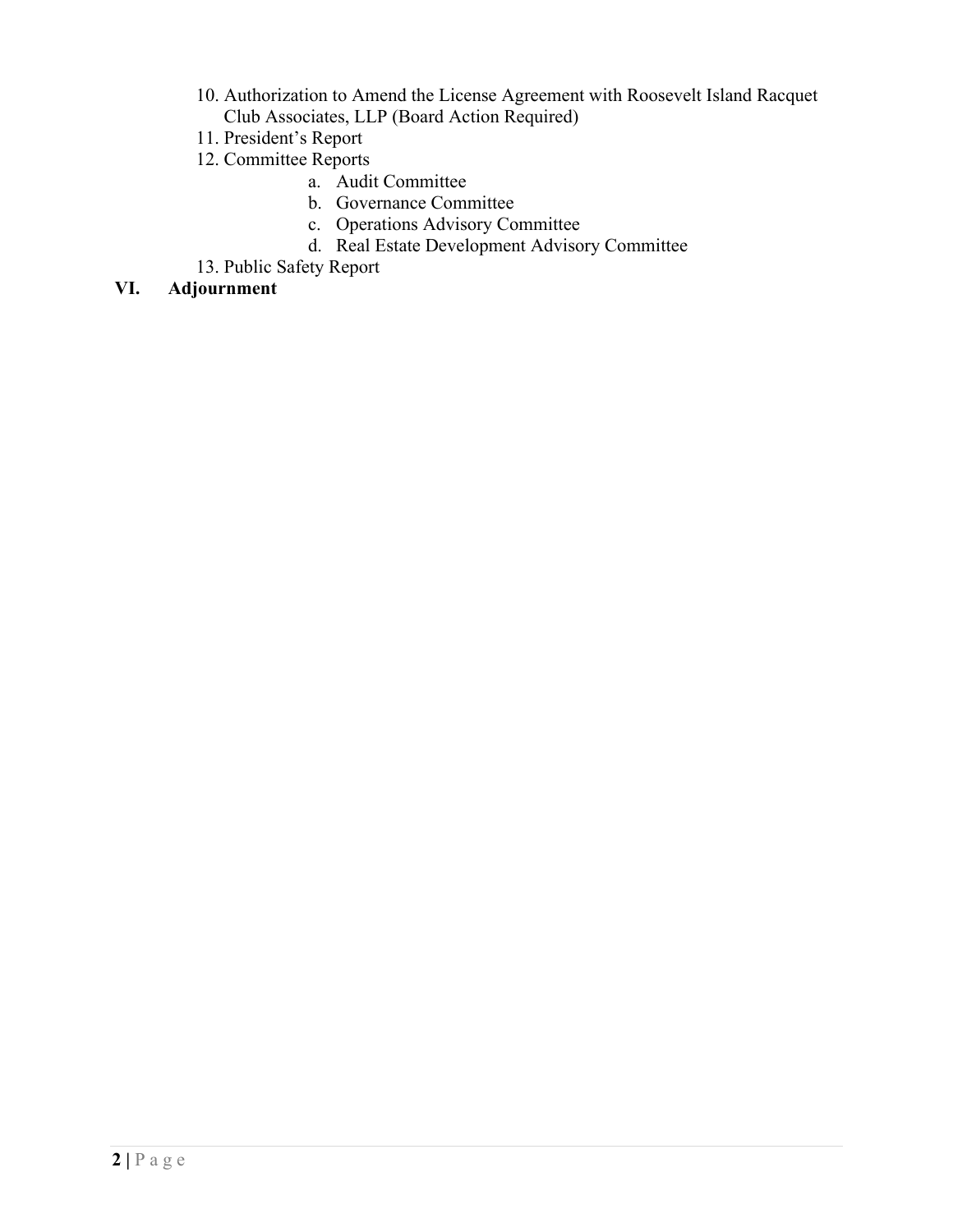10. Authorization to Amend the License Agreement with Roosevelt Island Racquet Club Associates, LLP (Board Action Required)
11. President's Report
12. Committee Reports
    a. Audit Committee
    b. Governance Committee
    c. Operations Advisory Committee
    d. Real Estate Development Advisory Committee
13. Public Safety Report

**VI. Adjournment**